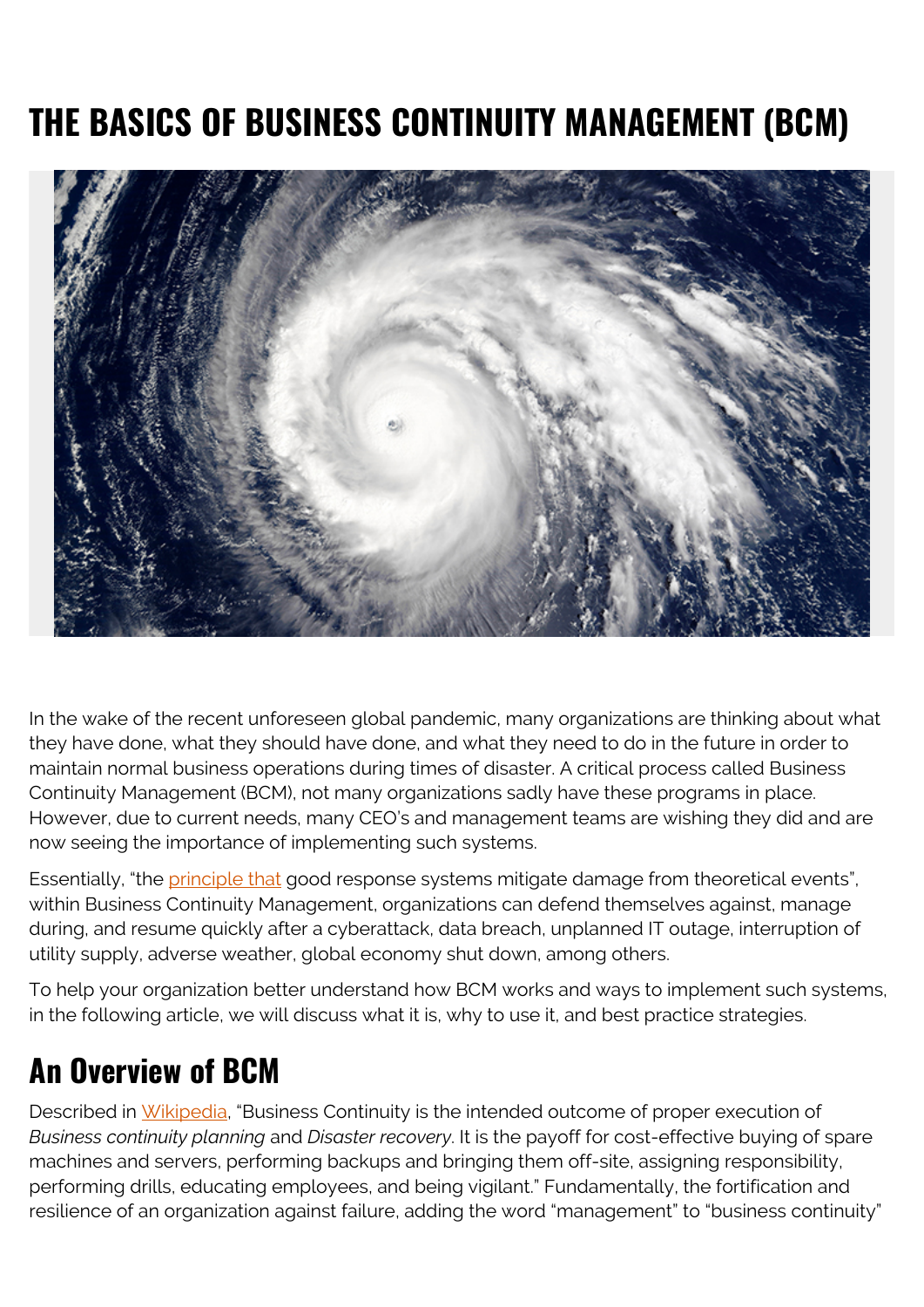# THE BASICS OF BUSINESS CONTINUITY MANAGEMENT (BCM)

In the wake of the recent unforeseen global pandemic, many organizations are thinking about what they have done, what they should have done, and what they need to do in the future in order to maintain normal business operations during times of disaster. A critical process called Business Continuity Management (BCM), not many organizations sadly have these programs in place. However, due to current needs, many CEO's and management teams are wishing they did and are now seeing the importance of implementing such systems.

Essentially, "the principle that good response systems mitigate damage from theoretical events", within Business Continuity Management, organizations can defend themselves against, manage during, and resume quickly after a cyberattack, data breach, unplanned IT outage, interruption of utility supply, adverse weather, global economy shut down, among others.

To help your organization better understand how BCM works and ways to implement such systems, in the following article, we will discuss what it is, why to use it, and best practice strategies.

## An Overview of BCM

Described in Wikipedia, "Business Continuity is the intended outcome of proper execution of *Business continuity planning* and *Disaster recovery*. It is the payoff for cost-effective buying of spare machines and servers, performing backups and bringing them off-site, assigning responsibility, performing drills, educating employees, and being vigilant." Fundamentally, the fortification and resilience of an organization against failure, adding the word "management" to "business continuity"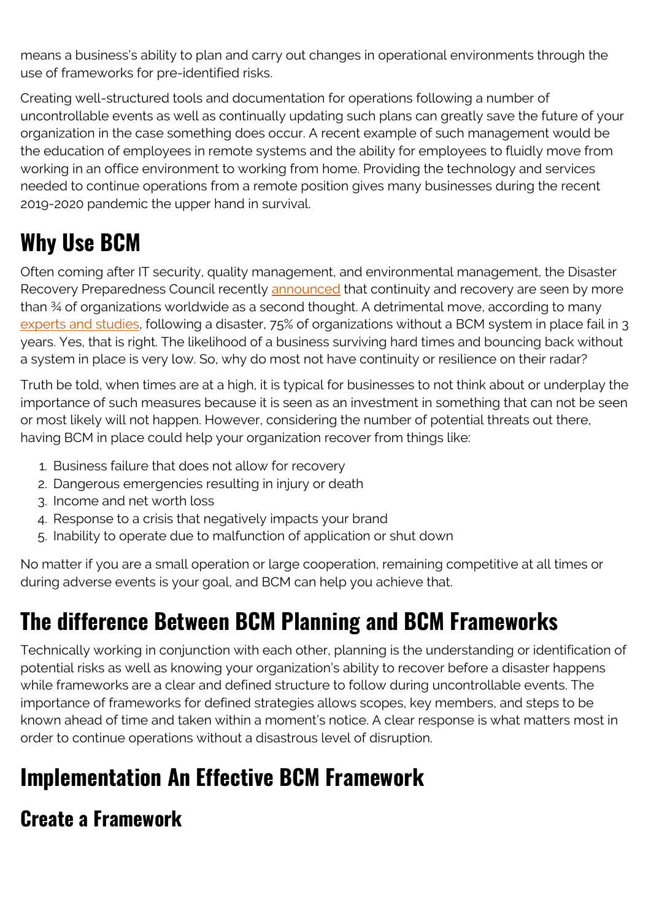means a business's ability to plan and carry out changes in operational environments through the use of frameworks for pre-identified risks.

Creating well-structured tools and documentation for operations following a number of uncontrollable events as well as continually updating such plans can greatly save the future of your organization in the case something does occur. A recent example of such management would be the education of employees in remote systems and the ability for employees to fluidly move from working in an office environment to working from home. Providing the technology and services needed to continue operations from a remote position gives many businesses during the recent 2019-2020 pandemic the upper hand in survival.

## Why Use BCM

Often coming after IT security, quality management, and environmental management, the Disaster Recovery Preparedness Council recently announced that continuity and recovery are seen by more than ¾ of organizations worldwide as a second thought. A detrimental move, according to many experts and studies, following a disaster, 75% of organizations without a BCM system in place fail in 3 years. Yes, that is right. The likelihood of a business surviving hard times and bouncing back without a system in place is very low. So, why do most not have continuity or resilience on their radar?

Truth be told, when times are at a high, it is typical for businesses to not think about or underplay the importance of such measures because it is seen as an investment in something that can not be seen or most likely will not happen. However, considering the number of potential threats out there, having BCM in place could help your organization recover from things like:

1. Business failure that does not allow for recovery
2. Dangerous emergencies resulting in injury or death
3. Income and net worth loss
4. Response to a crisis that negatively impacts your brand
5. Inability to operate due to malfunction of application or shut down

No matter if you are a small operation or large cooperation, remaining competitive at all times or during adverse events is your goal, and BCM can help you achieve that.

## The difference Between BCM Planning and BCM Frameworks

Technically working in conjunction with each other, planning is the understanding or identification of potential risks as well as knowing your organization's ability to recover before a disaster happens while frameworks are a clear and defined structure to follow during uncontrollable events. The importance of frameworks for defined strategies allows scopes, key members, and steps to be known ahead of time and taken within a moment's notice. A clear response is what matters most in order to continue operations without a disastrous level of disruption.

## Implementation An Effective BCM Framework

### Create a Framework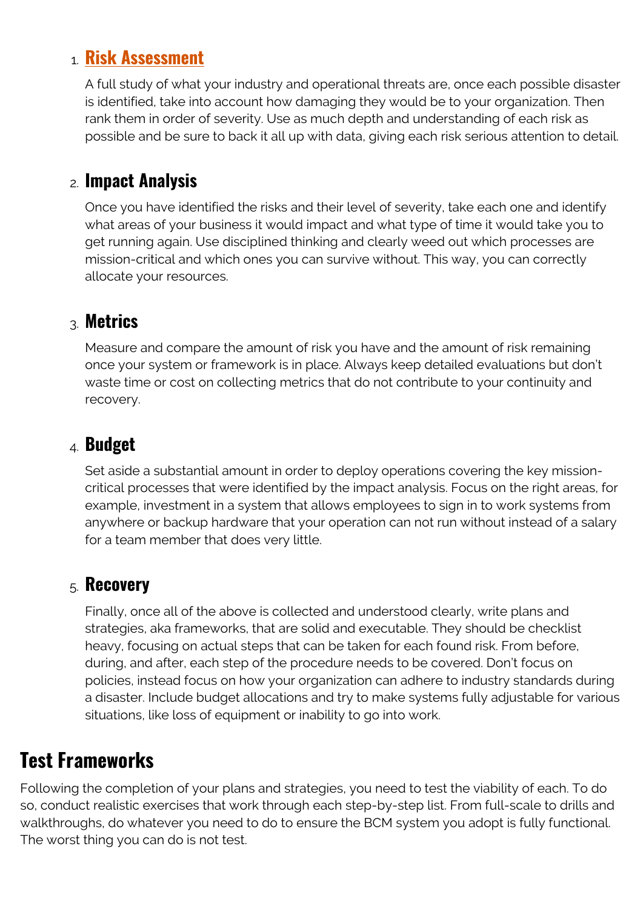1. **Risk Assessment**

   A full study of what your industry and operational threats are, once each possible disaster is identified, take into account how damaging they would be to your organization. Then rank them in order of severity. Use as much depth and understanding of each risk as possible and be sure to back it all up with data, giving each risk serious attention to detail.

2. **Impact Analysis**

   Once you have identified the risks and their level of severity, take each one and identify what areas of your business it would impact and what type of time it would take you to get running again. Use disciplined thinking and clearly weed out which processes are mission-critical and which ones you can survive without. This way, you can correctly allocate your resources.

3. **Metrics**

   Measure and compare the amount of risk you have and the amount of risk remaining once your system or framework is in place. Always keep detailed evaluations but don't waste time or cost on collecting metrics that do not contribute to your continuity and recovery.

4. **Budget**

   Set aside a substantial amount in order to deploy operations covering the key mission-critical processes that were identified by the impact analysis. Focus on the right areas, for example, investment in a system that allows employees to sign in to work systems from anywhere or backup hardware that your operation can not run without instead of a salary for a team member that does very little.

5. **Recovery**

   Finally, once all of the above is collected and understood clearly, write plans and strategies, aka frameworks, that are solid and executable. They should be checklist heavy, focusing on actual steps that can be taken for each found risk. From before, during, and after, each step of the procedure needs to be covered. Don't focus on policies, instead focus on how your organization can adhere to industry standards during a disaster. Include budget allocations and try to make systems fully adjustable for various situations, like loss of equipment or inability to go into work.

## Test Frameworks

Following the completion of your plans and strategies, you need to test the viability of each. To do so, conduct realistic exercises that work through each step-by-step list. From full-scale to drills and walkthroughs, do whatever you need to do to ensure the BCM system you adopt is fully functional. The worst thing you can do is not test.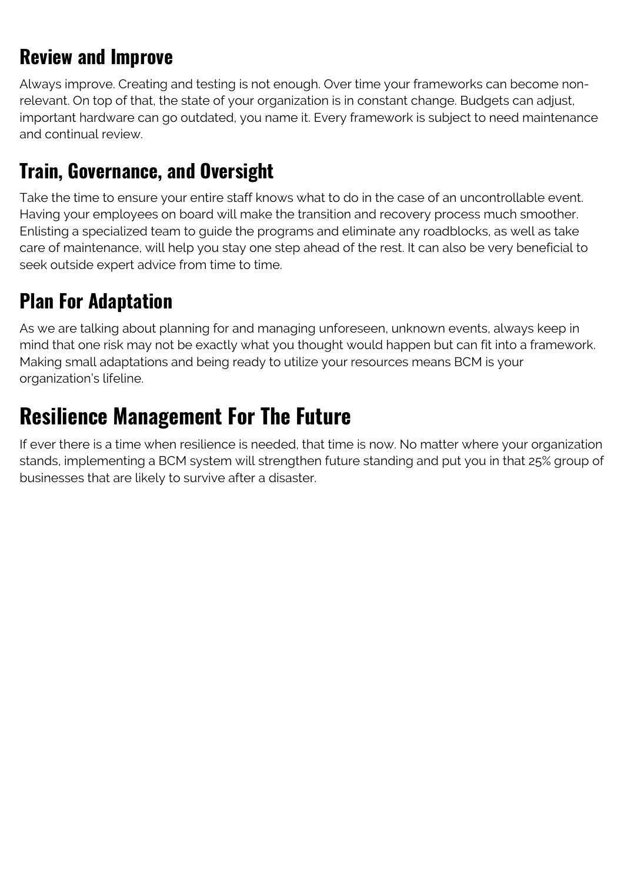### Review and Improve

Always improve. Creating and testing is not enough. Over time your frameworks can become non-relevant. On top of that, the state of your organization is in constant change. Budgets can adjust, important hardware can go outdated, you name it. Every framework is subject to need maintenance and continual review.

### Train, Governance, and Oversight

Take the time to ensure your entire staff knows what to do in the case of an uncontrollable event. Having your employees on board will make the transition and recovery process much smoother. Enlisting a specialized team to guide the programs and eliminate any roadblocks, as well as take care of maintenance, will help you stay one step ahead of the rest. It can also be very beneficial to seek outside expert advice from time to time.

### Plan For Adaptation

As we are talking about planning for and managing unforeseen, unknown events, always keep in mind that one risk may not be exactly what you thought would happen but can fit into a framework. Making small adaptations and being ready to utilize your resources means BCM is your organization's lifeline.

## Resilience Management For The Future

If ever there is a time when resilience is needed, that time is now. No matter where your organization stands, implementing a BCM system will strengthen future standing and put you in that 25% group of businesses that are likely to survive after a disaster.